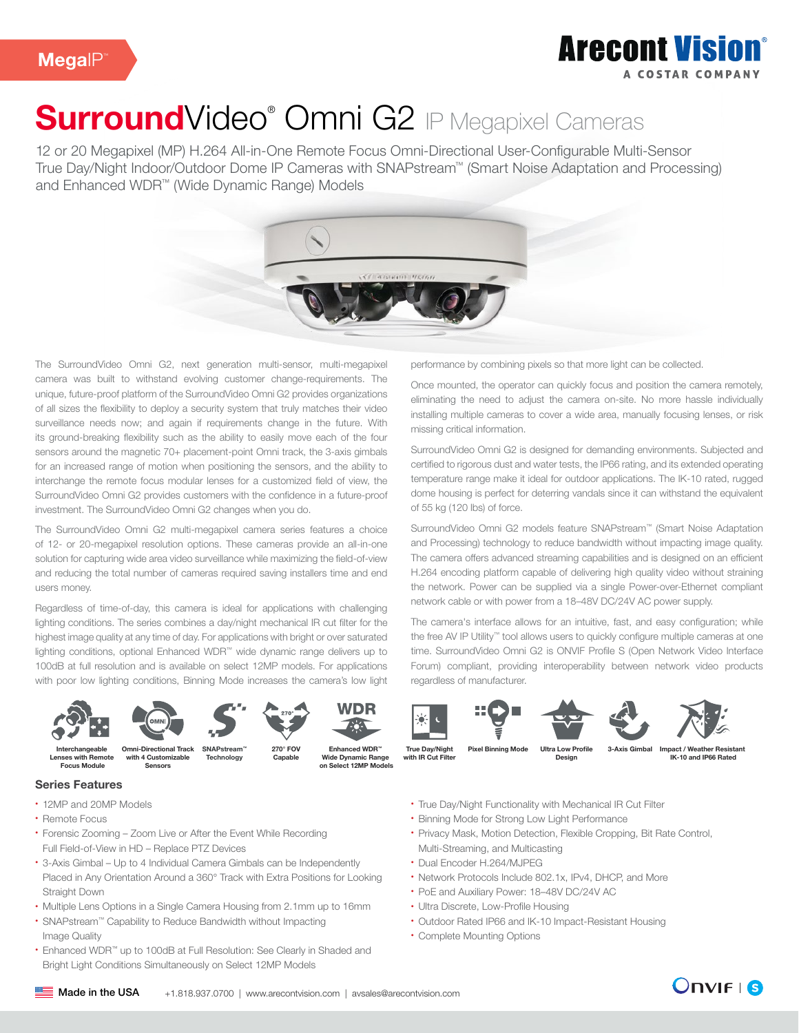MegaIP™

Arecont Vision®
A COSTAR COMPANY

# SurroundVideo® Omni G2 IP Megapixel Cameras

12 or 20 Megapixel (MP) H.264 All-in-One Remote Focus Omni-Directional User-Configurable Multi-Sensor True Day/Night Indoor/Outdoor Dome IP Cameras with SNAPstream™ (Smart Noise Adaptation and Processing) and Enhanced WDR™ (Wide Dynamic Range) Models

The SurroundVideo Omni G2, next generation multi-sensor, multi-megapixel camera was built to withstand evolving customer change-requirements. The unique, future-proof platform of the SurroundVideo Omni G2 provides organizations of all sizes the flexibility to deploy a security system that truly matches their video surveillance needs now; and again if requirements change in the future. With its ground-breaking flexibility such as the ability to easily move each of the four sensors around the magnetic 70+ placement-point Omni track, the 3-axis gimbals for an increased range of motion when positioning the sensors, and the ability to interchange the remote focus modular lenses for a customized field of view, the SurroundVideo Omni G2 provides customers with the confidence in a future-proof investment. The SurroundVideo Omni G2 changes when you do.

The SurroundVideo Omni G2 multi-megapixel camera series features a choice of 12- or 20-megapixel resolution options. These cameras provide an all-in-one solution for capturing wide area video surveillance while maximizing the field-of-view and reducing the total number of cameras required saving installers time and end users money.

Regardless of time-of-day, this camera is ideal for applications with challenging lighting conditions. The series combines a day/night mechanical IR cut filter for the highest image quality at any time of day. For applications with bright or over saturated lighting conditions, optional Enhanced WDR™ wide dynamic range delivers up to 100dB at full resolution and is available on select 12MP models. For applications with poor low lighting conditions, Binning Mode increases the camera's low light performance by combining pixels so that more light can be collected.

Once mounted, the operator can quickly focus and position the camera remotely, eliminating the need to adjust the camera on-site. No more hassle individually installing multiple cameras to cover a wide area, manually focusing lenses, or risk missing critical information.

SurroundVideo Omni G2 is designed for demanding environments. Subjected and certified to rigorous dust and water tests, the IP66 rating, and its extended operating temperature range make it ideal for outdoor applications. The IK-10 rated, rugged dome housing is perfect for deterring vandals since it can withstand the equivalent of 55 kg (120 lbs) of force.

SurroundVideo Omni G2 models feature SNAPstream™ (Smart Noise Adaptation and Processing) technology to reduce bandwidth without impacting image quality. The camera offers advanced streaming capabilities and is designed on an efficient H.264 encoding platform capable of delivering high quality video without straining the network. Power can be supplied via a single Power-over-Ethernet compliant network cable or with power from a 18–48V DC/24V AC power supply.

The camera's interface allows for an intuitive, fast, and easy configuration; while the free AV IP Utility™ tool allows users to quickly configure multiple cameras at one time. SurroundVideo Omni G2 is ONVIF Profile S (Open Network Video Interface Forum) compliant, providing interoperability between network video products regardless of manufacturer.

Interchangeable Lenses with Remote Focus Module | Omni-Directional Track with 4 Customizable Sensors | SNAPstream™ Technology | 270° FOV Capable | Enhanced WDR™ Wide Dynamic Range on Select 12MP Models | True Day/Night with IR Cut Filter | Pixel Binning Mode | Ultra Low Profile Design | 3-Axis Gimbal | Impact / Weather Resistant IK-10 and IP66 Rated

## Series Features

- 12MP and 20MP Models
- Remote Focus
- Forensic Zooming – Zoom Live or After the Event While Recording Full Field-of-View in HD – Replace PTZ Devices
- 3-Axis Gimbal – Up to 4 Individual Camera Gimbals can be Independently Placed in Any Orientation Around a 360° Track with Extra Positions for Looking Straight Down
- Multiple Lens Options in a Single Camera Housing from 2.1mm up to 16mm
- SNAPstream™ Capability to Reduce Bandwidth without Impacting Image Quality
- Enhanced WDR™ up to 100dB at Full Resolution: See Clearly in Shaded and Bright Light Conditions Simultaneously on Select 12MP Models
- True Day/Night Functionality with Mechanical IR Cut Filter
- Binning Mode for Strong Low Light Performance
- Privacy Mask, Motion Detection, Flexible Cropping, Bit Rate Control, Multi-Streaming, and Multicasting
- Dual Encoder H.264/MJPEG
- Network Protocols Include 802.1x, IPv4, DHCP, and More
- PoE and Auxiliary Power: 18–48V DC/24V AC
- Ultra Discrete, Low-Profile Housing
- Outdoor Rated IP66 and IK-10 Impact-Resistant Housing
- Complete Mounting Options

Made in the USA | +1.818.937.0700 | www.arecontvision.com | avsales@arecontvision.com

ONVIF | S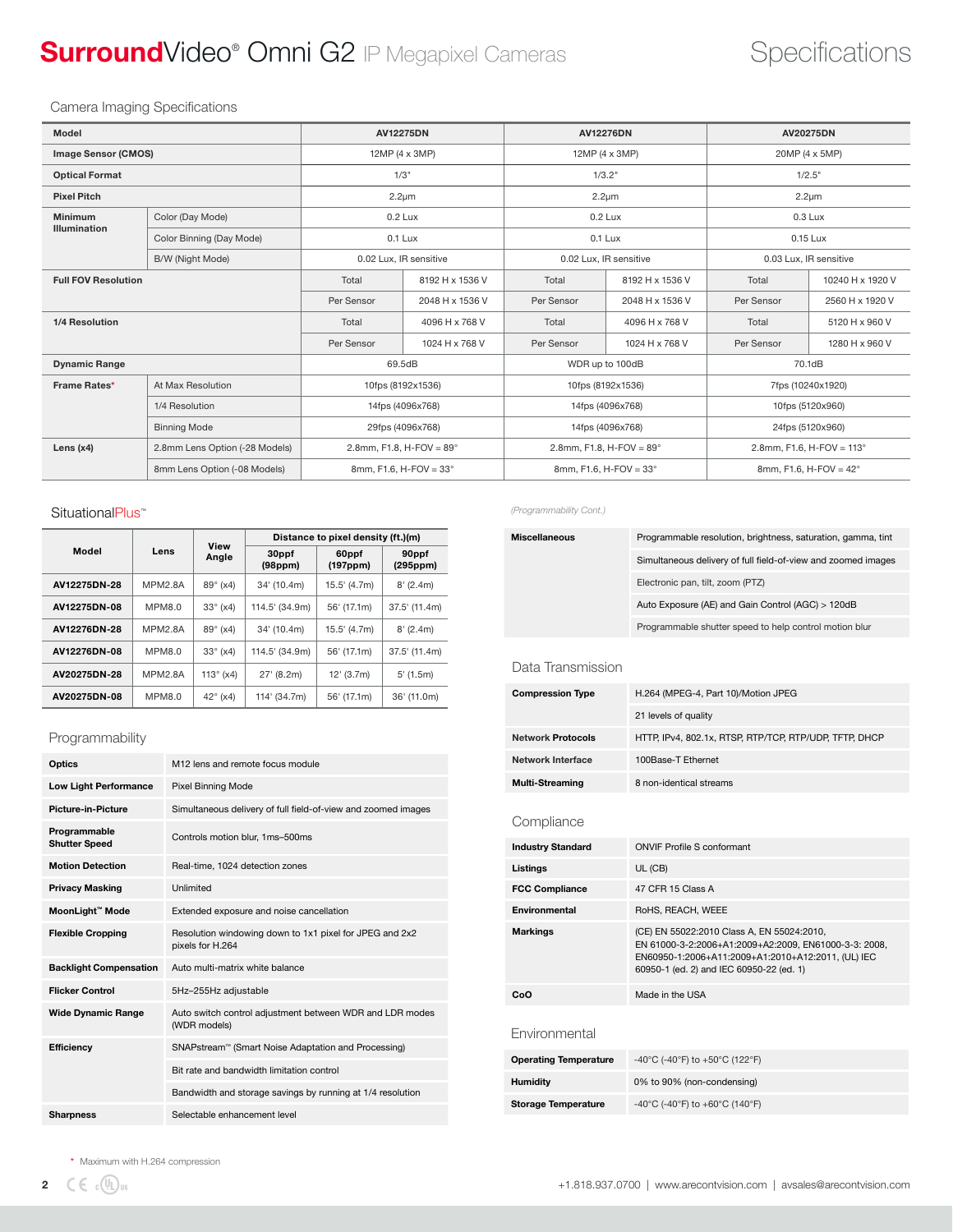# SurroundVideo® Omni G2 IP Megapixel Cameras

## Specifications

### Camera Imaging Specifications

| Model | | AV12275DN | | AV12276DN | | AV20275DN | |
|---|---|---|---|---|---|---|---|
| Image Sensor (CMOS) | | 12MP (4 x 3MP) | | 12MP (4 x 3MP) | | 20MP (4 x 5MP) | |
| Optical Format | | 1/3" | | 1/3.2" | | 1/2.5" | |
| Pixel Pitch | | 2.2µm | | 2.2µm | | 2.2µm | |
| Minimum Illumination | Color (Day Mode) | 0.2 Lux | | 0.2 Lux | | 0.3 Lux | |
| | Color Binning (Day Mode) | 0.1 Lux | | 0.1 Lux | | 0.15 Lux | |
| | B/W (Night Mode) | 0.02 Lux, IR sensitive | | 0.02 Lux, IR sensitive | | 0.03 Lux, IR sensitive | |
| Full FOV Resolution | | Total | 8192 H x 1536 V | Total | 8192 H x 1536 V | Total | 10240 H x 1920 V |
| | | Per Sensor | 2048 H x 1536 V | Per Sensor | 2048 H x 1536 V | Per Sensor | 2560 H x 1920 V |
| 1/4 Resolution | | Total | 4096 H x 768 V | Total | 4096 H x 768 V | Total | 5120 H x 960 V |
| | | Per Sensor | 1024 H x 768 V | Per Sensor | 1024 H x 768 V | Per Sensor | 1280 H x 960 V |
| Dynamic Range | | 69.5dB | | WDR up to 100dB | | 70.1dB | |
| Frame Rates* | At Max Resolution | 10fps (8192x1536) | | 10fps (8192x1536) | | 7fps (10240x1920) | |
| | 1/4 Resolution | 14fps (4096x768) | | 14fps (4096x768) | | 10fps (5120x960) | |
| | Binning Mode | 29fps (4096x768) | | 14fps (4096x768) | | 24fps (5120x960) | |
| Lens (x4) | 2.8mm Lens Option (-28 Models) | 2.8mm, F1.8, H-FOV = 89° | | 2.8mm, F1.8, H-FOV = 89° | | 2.8mm, F1.6, H-FOV = 113° | |
| | 8mm Lens Option (-08 Models) | 8mm, F1.6, H-FOV = 33° | | 8mm, F1.6, H-FOV = 33° | | 8mm, F1.6, H-FOV = 42° | |

### SituationalPlus™

| Model | Lens | View Angle | Distance to pixel density (ft.)(m) | | |
|---|---|---|---|---|---|
| | | | 30ppf (98ppm) | 60ppf (197ppm) | 90ppf (295ppm) |
| AV12275DN-28 | MPM2.8A | 89° (x4) | 34' (10.4m) | 15.5' (4.7m) | 8' (2.4m) |
| AV12275DN-08 | MPM8.0 | 33° (x4) | 114.5' (34.9m) | 56' (17.1m) | 37.5' (11.4m) |
| AV12276DN-28 | MPM2.8A | 89° (x4) | 34' (10.4m) | 15.5' (4.7m) | 8' (2.4m) |
| AV12276DN-08 | MPM8.0 | 33° (x4) | 114.5' (34.9m) | 56' (17.1m) | 37.5' (11.4m) |
| AV20275DN-28 | MPM2.8A | 113° (x4) | 27' (8.2m) | 12' (3.7m) | 5' (1.5m) |
| AV20275DN-08 | MPM8.0 | 42° (x4) | 114' (34.7m) | 56' (17.1m) | 36' (11.0m) |

### Programmability

| | |
|---|---|
| Optics | M12 lens and remote focus module |
| Low Light Performance | Pixel Binning Mode |
| Picture-in-Picture | Simultaneous delivery of full field-of-view and zoomed images |
| Programmable Shutter Speed | Controls motion blur, 1ms–500ms |
| Motion Detection | Real-time, 1024 detection zones |
| Privacy Masking | Unlimited |
| MoonLight™ Mode | Extended exposure and noise cancellation |
| Flexible Cropping | Resolution windowing down to 1x1 pixel for JPEG and 2x2 pixels for H.264 |
| Backlight Compensation | Auto multi-matrix white balance |
| Flicker Control | 5Hz–255Hz adjustable |
| Wide Dynamic Range | Auto switch control adjustment between WDR and LDR modes (WDR models) |
| Efficiency | SNAPstream™ (Smart Noise Adaptation and Processing) |
| | Bit rate and bandwidth limitation control |
| | Bandwidth and storage savings by running at 1/4 resolution |
| Sharpness | Selectable enhancement level |

*(Programmability Cont.)*

| | |
|---|---|
| Miscellaneous | Programmable resolution, brightness, saturation, gamma, tint |
| | Simultaneous delivery of full field-of-view and zoomed images |
| | Electronic pan, tilt, zoom (PTZ) |
| | Auto Exposure (AE) and Gain Control (AGC) > 120dB |
| | Programmable shutter speed to help control motion blur |

### Data Transmission

| | |
|---|---|
| Compression Type | H.264 (MPEG-4, Part 10)/Motion JPEG |
| | 21 levels of quality |
| Network Protocols | HTTP, IPv4, 802.1x, RTSP, RTP/TCP, RTP/UDP, TFTP, DHCP |
| Network Interface | 100Base-T Ethernet |
| Multi-Streaming | 8 non-identical streams |

### Compliance

| | |
|---|---|
| Industry Standard | ONVIF Profile S conformant |
| Listings | UL (CB) |
| FCC Compliance | 47 CFR 15 Class A |
| Environmental | RoHS, REACH, WEEE |
| Markings | (CE) EN 55022:2010 Class A, EN 55024:2010, EN 61000-3-2:2006+A1:2009+A2:2009, EN61000-3-3: 2008, EN60950-1:2006+A11:2009+A1:2010+A12:2011, (UL) IEC 60950-1 (ed. 2) and IEC 60950-22 (ed. 1) |
| CoO | Made in the USA |

### Environmental

| | |
|---|---|
| Operating Temperature | -40°C (-40°F) to +50°C (122°F) |
| Humidity | 0% to 90% (non-condensing) |
| Storage Temperature | -40°C (-40°F) to +60°C (140°F) |

\* Maximum with H.264 compression

+1.818.937.0700 | www.arecontvision.com | avsales@arecontvision.com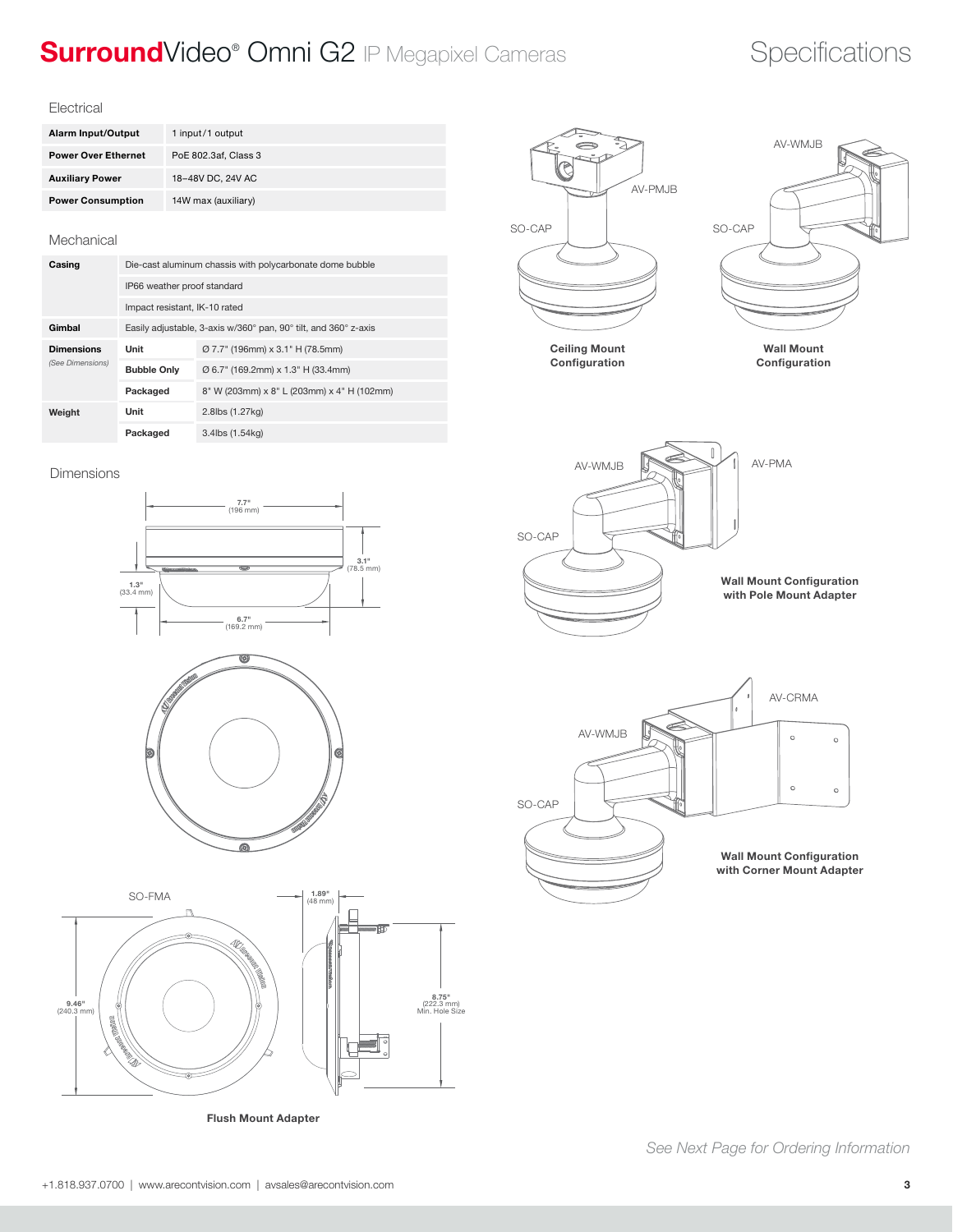# SurroundVideo® Omni G2 IP Megapixel Cameras

## Specifications

### Electrical

| | |
|---|---|
| **Alarm Input/Output** | 1 input/1 output |
| **Power Over Ethernet** | PoE 802.3af, Class 3 |
| **Auxiliary Power** | 18–48V DC, 24V AC |
| **Power Consumption** | 14W max (auxiliary) |

### Mechanical

| | | |
|---|---|---|
| **Casing** | Die-cast aluminum chassis with polycarbonate dome bubble | |
| | IP66 weather proof standard | |
| | Impact resistant, IK-10 rated | |
| **Gimbal** | Easily adjustable, 3-axis w/360° pan, 90° tilt, and 360° z-axis | |
| **Dimensions** *(See Dimensions)* | **Unit** | Ø 7.7" (196mm) x 3.1" H (78.5mm) |
| | **Bubble Only** | Ø 6.7" (169.2mm) x 1.3" H (33.4mm) |
| | **Packaged** | 8" W (203mm) x 8" L (203mm) x 4" H (102mm) |
| **Weight** | **Unit** | 2.8lbs (1.27kg) |
| | **Packaged** | 3.4lbs (1.54kg) |

### Dimensions

7.7" (196 mm)
3.1" (78.5 mm)
1.3" (33.4 mm)
6.7" (169.2 mm)

SO-FMA

9.46" (240.3 mm)
1.89" (48 mm)
8.75" (222.3 mm) Min. Hole Size

**Flush Mount Adapter**

AV-PMJB
SO-CAP

**Ceiling Mount Configuration**

AV-WMJB
SO-CAP

**Wall Mount Configuration**

AV-WMJB
AV-PMA
SO-CAP

**Wall Mount Configuration with Pole Mount Adapter**

AV-CRMA
AV-WMJB
SO-CAP

**Wall Mount Configuration with Corner Mount Adapter**

*See Next Page for Ordering Information*

+1.818.937.0700 | www.arecontvision.com | avsales@arecontvision.com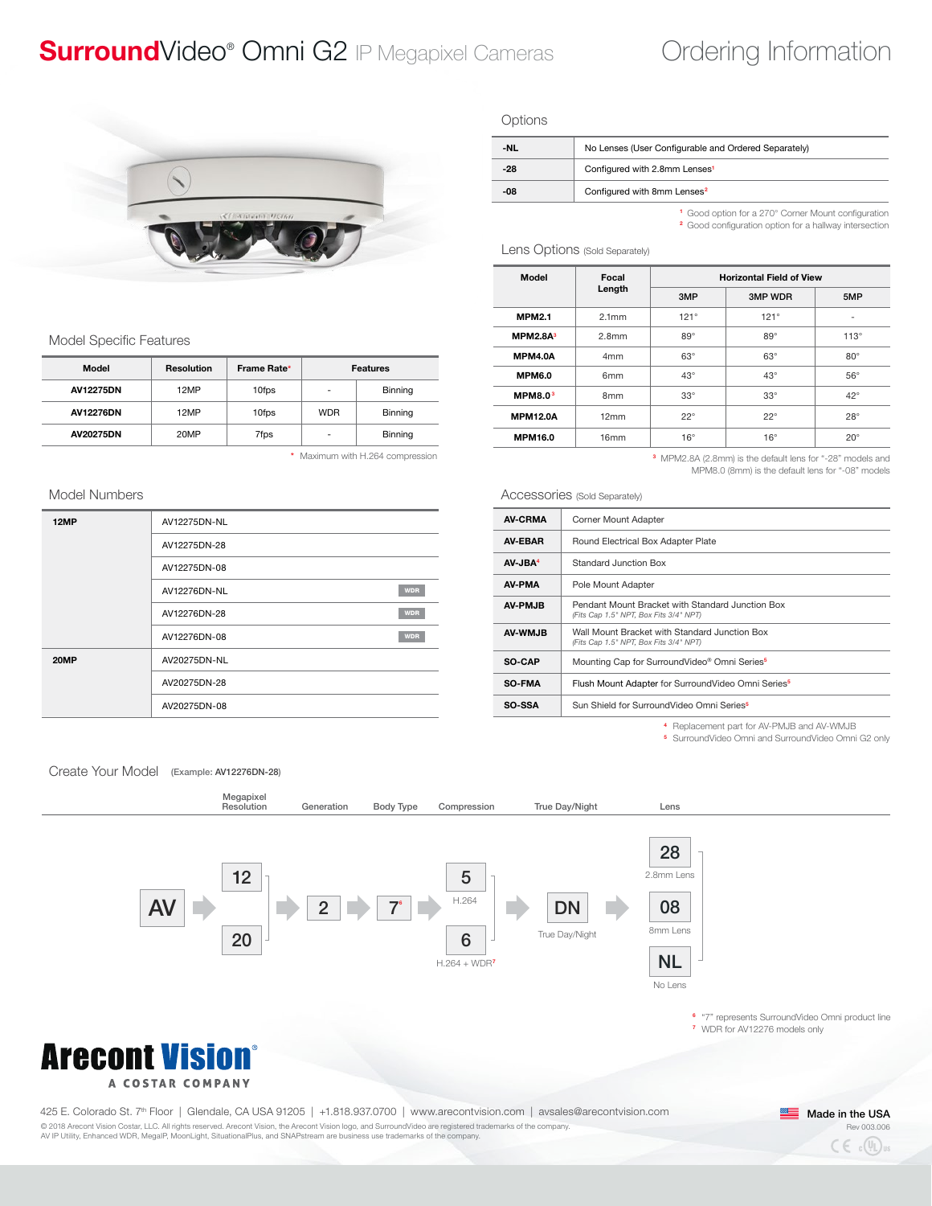# SurroundVideo® Omni G2 IP Megapixel Cameras

# Ordering Information

## Model Specific Features

| Model | Resolution | Frame Rate* | Features | |
|---|---|---|---|---|
| AV12275DN | 12MP | 10fps | - | Binning |
| AV12276DN | 12MP | 10fps | WDR | Binning |
| AV20275DN | 20MP | 7fps | - | Binning |

\* Maximum with H.264 compression

## Model Numbers

| | |
|---|---|
| 12MP | AV12275DN-NL |
| | AV12275DN-28 |
| | AV12275DN-08 |
| | AV12276DN-NL WDR |
| | AV12276DN-28 WDR |
| | AV12276DN-08 WDR |
| 20MP | AV20275DN-NL |
| | AV20275DN-28 |
| | AV20275DN-08 |

## Options

| | |
|---|---|
| -NL | No Lenses (User Configurable and Ordered Separately) |
| -28 | Configured with 2.8mm Lenses[1] |
| -08 | Configured with 8mm Lenses[2] |

[1] Good option for a 270° Corner Mount configuration
[2] Good configuration option for a hallway intersection

## Lens Options (Sold Separately)

| Model | Focal Length | Horizontal Field of View | | |
|---|---|---|---|---|
| | | 3MP | 3MP WDR | 5MP |
| MPM2.1 | 2.1mm | 121° | 121° | - |
| MPM2.8A[3] | 2.8mm | 89° | 89° | 113° |
| MPM4.0A | 4mm | 63° | 63° | 80° |
| MPM6.0 | 6mm | 43° | 43° | 56° |
| MPM8.0[3] | 8mm | 33° | 33° | 42° |
| MPM12.0A | 12mm | 22° | 22° | 28° |
| MPM16.0 | 16mm | 16° | 16° | 20° |

[3] MPM2.8A (2.8mm) is the default lens for "-28" models and MPM8.0 (8mm) is the default lens for "-08" models

## Accessories (Sold Separately)

| | |
|---|---|
| AV-CRMA | Corner Mount Adapter |
| AV-EBAR | Round Electrical Box Adapter Plate |
| AV-JBA[4] | Standard Junction Box |
| AV-PMA | Pole Mount Adapter |
| AV-PMJB | Pendant Mount Bracket with Standard Junction Box *(Fits Cap 1.5" NPT, Box Fits 3/4" NPT)* |
| AV-WMJB | Wall Mount Bracket with Standard Junction Box *(Fits Cap 1.5" NPT, Box Fits 3/4" NPT)* |
| SO-CAP | Mounting Cap for SurroundVideo® Omni Series[5] |
| SO-FMA | Flush Mount Adapter for SurroundVideo Omni Series[5] |
| SO-SSA | Sun Shield for SurroundVideo Omni Series[5] |

[4] Replacement part for AV-PMJB and AV-WMJB
[5] SurroundVideo Omni and SurroundVideo Omni G2 only

## Create Your Model (Example: AV12276DN-28)

Megapixel Resolution | Generation | Body Type | Compression | True Day/Night | Lens

AV → 12 / 20 → 2 → 7[6] → 5 (H.264) / 6 (H.264 + WDR[7]) → DN (True Day/Night) → 28 (2.8mm Lens) / 08 (8mm Lens) / NL (No Lens)

[6] "7" represents SurroundVideo Omni product line
[7] WDR for AV12276 models only

**Arecont Vision®**
A COSTAR COMPANY

425 E. Colorado St. 7th Floor | Glendale, CA USA 91205 | +1.818.937.0700 | www.arecontvision.com | avsales@arecontvision.com

© 2018 Arecont Vision Costar, LLC. All rights reserved. Arecont Vision, the Arecont Vision logo, and SurroundVideo are registered trademarks of the company.
AV IP Utility, Enhanced WDR, MegaIP, MoonLight, SituationalPlus, and SNAPstream are business use trademarks of the company.

Made in the USA
Rev 003.006